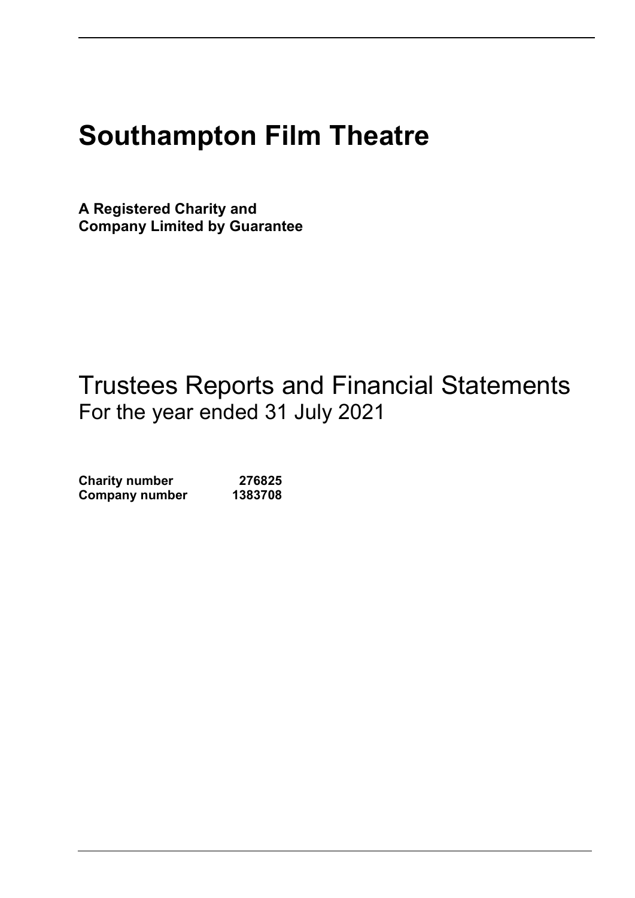# Southampton Film Theatre

**A Registered Charity and**
**Company Limited by Guarantee**

## Trustees Reports and Financial Statements

For the year ended 31 July 2021

| | |
|---|---|
| **Charity number** | **276825** |
| **Company number** | **1383708** |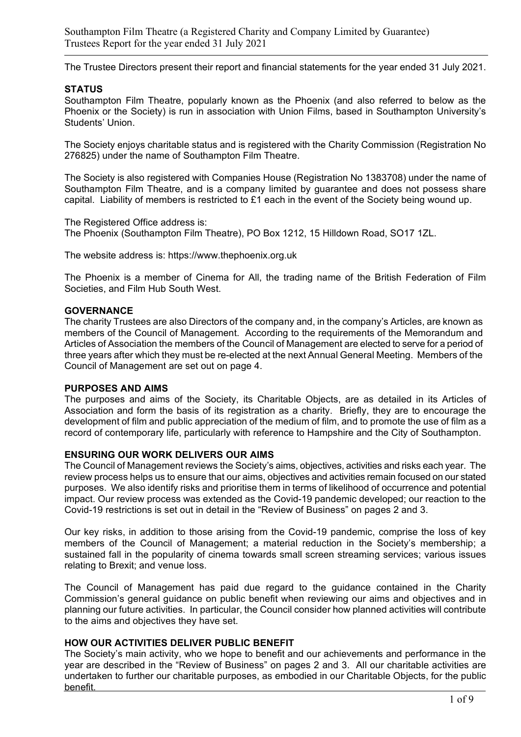The Trustee Directors present their report and financial statements for the year ended 31 July 2021.

## STATUS

Southampton Film Theatre, popularly known as the Phoenix (and also referred to below as the Phoenix or the Society) is run in association with Union Films, based in Southampton University's Students' Union.

The Society enjoys charitable status and is registered with the Charity Commission (Registration No 276825) under the name of Southampton Film Theatre.

The Society is also registered with Companies House (Registration No 1383708) under the name of Southampton Film Theatre, and is a company limited by guarantee and does not possess share capital. Liability of members is restricted to £1 each in the event of the Society being wound up.

The Registered Office address is:
The Phoenix (Southampton Film Theatre), PO Box 1212, 15 Hilldown Road, SO17 1ZL.

The website address is: https://www.thephoenix.org.uk

The Phoenix is a member of Cinema for All, the trading name of the British Federation of Film Societies, and Film Hub South West.

## GOVERNANCE

The charity Trustees are also Directors of the company and, in the company's Articles, are known as members of the Council of Management. According to the requirements of the Memorandum and Articles of Association the members of the Council of Management are elected to serve for a period of three years after which they must be re-elected at the next Annual General Meeting. Members of the Council of Management are set out on page 4.

## PURPOSES AND AIMS

The purposes and aims of the Society, its Charitable Objects, are as detailed in its Articles of Association and form the basis of its registration as a charity. Briefly, they are to encourage the development of film and public appreciation of the medium of film, and to promote the use of film as a record of contemporary life, particularly with reference to Hampshire and the City of Southampton.

## ENSURING OUR WORK DELIVERS OUR AIMS

The Council of Management reviews the Society's aims, objectives, activities and risks each year. The review process helps us to ensure that our aims, objectives and activities remain focused on our stated purposes. We also identify risks and prioritise them in terms of likelihood of occurrence and potential impact. Our review process was extended as the Covid-19 pandemic developed; our reaction to the Covid-19 restrictions is set out in detail in the "Review of Business" on pages 2 and 3.

Our key risks, in addition to those arising from the Covid-19 pandemic, comprise the loss of key members of the Council of Management; a material reduction in the Society's membership; a sustained fall in the popularity of cinema towards small screen streaming services; various issues relating to Brexit; and venue loss.

The Council of Management has paid due regard to the guidance contained in the Charity Commission's general guidance on public benefit when reviewing our aims and objectives and in planning our future activities. In particular, the Council consider how planned activities will contribute to the aims and objectives they have set.

## HOW OUR ACTIVITIES DELIVER PUBLIC BENEFIT

The Society's main activity, who we hope to benefit and our achievements and performance in the year are described in the "Review of Business" on pages 2 and 3. All our charitable activities are undertaken to further our charitable purposes, as embodied in our Charitable Objects, for the public benefit.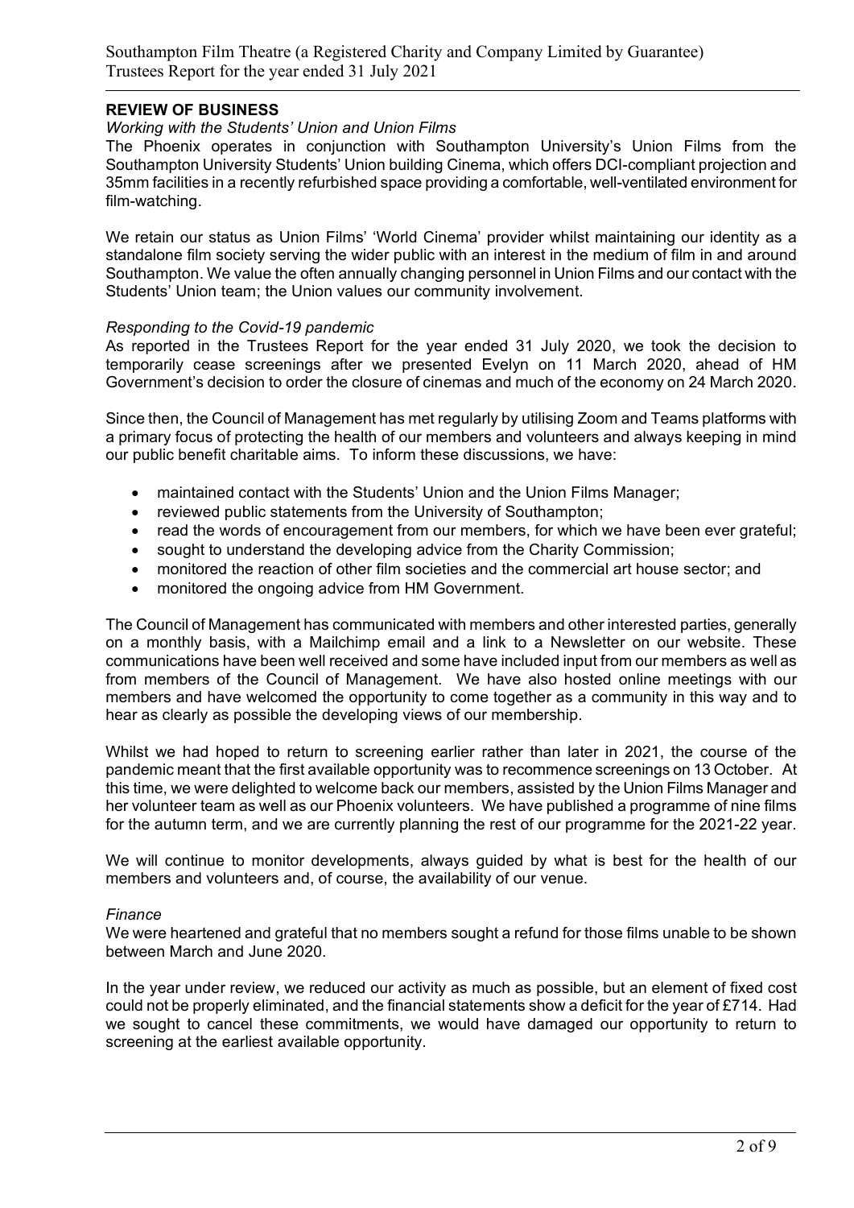## REVIEW OF BUSINESS

*Working with the Students' Union and Union Films*

The Phoenix operates in conjunction with Southampton University's Union Films from the Southampton University Students' Union building Cinema, which offers DCI-compliant projection and 35mm facilities in a recently refurbished space providing a comfortable, well-ventilated environment for film-watching.

We retain our status as Union Films' 'World Cinema' provider whilst maintaining our identity as a standalone film society serving the wider public with an interest in the medium of film in and around Southampton. We value the often annually changing personnel in Union Films and our contact with the Students' Union team; the Union values our community involvement.

*Responding to the Covid-19 pandemic*

As reported in the Trustees Report for the year ended 31 July 2020, we took the decision to temporarily cease screenings after we presented Evelyn on 11 March 2020, ahead of HM Government's decision to order the closure of cinemas and much of the economy on 24 March 2020.

Since then, the Council of Management has met regularly by utilising Zoom and Teams platforms with a primary focus of protecting the health of our members and volunteers and always keeping in mind our public benefit charitable aims. To inform these discussions, we have:

- maintained contact with the Students' Union and the Union Films Manager;
- reviewed public statements from the University of Southampton;
- read the words of encouragement from our members, for which we have been ever grateful;
- sought to understand the developing advice from the Charity Commission;
- monitored the reaction of other film societies and the commercial art house sector; and
- monitored the ongoing advice from HM Government.

The Council of Management has communicated with members and other interested parties, generally on a monthly basis, with a Mailchimp email and a link to a Newsletter on our website. These communications have been well received and some have included input from our members as well as from members of the Council of Management. We have also hosted online meetings with our members and have welcomed the opportunity to come together as a community in this way and to hear as clearly as possible the developing views of our membership.

Whilst we had hoped to return to screening earlier rather than later in 2021, the course of the pandemic meant that the first available opportunity was to recommence screenings on 13 October. At this time, we were delighted to welcome back our members, assisted by the Union Films Manager and her volunteer team as well as our Phoenix volunteers. We have published a programme of nine films for the autumn term, and we are currently planning the rest of our programme for the 2021-22 year.

We will continue to monitor developments, always guided by what is best for the health of our members and volunteers and, of course, the availability of our venue.

*Finance*

We were heartened and grateful that no members sought a refund for those films unable to be shown between March and June 2020.

In the year under review, we reduced our activity as much as possible, but an element of fixed cost could not be properly eliminated, and the financial statements show a deficit for the year of £714. Had we sought to cancel these commitments, we would have damaged our opportunity to return to screening at the earliest available opportunity.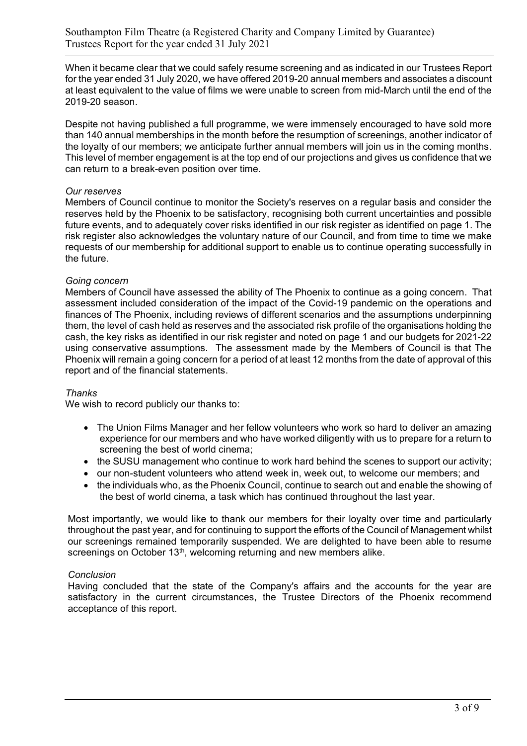When it became clear that we could safely resume screening and as indicated in our Trustees Report for the year ended 31 July 2020, we have offered 2019-20 annual members and associates a discount at least equivalent to the value of films we were unable to screen from mid-March until the end of the 2019-20 season.

Despite not having published a full programme, we were immensely encouraged to have sold more than 140 annual memberships in the month before the resumption of screenings, another indicator of the loyalty of our members; we anticipate further annual members will join us in the coming months. This level of member engagement is at the top end of our projections and gives us confidence that we can return to a break-even position over time.

*Our reserves*

Members of Council continue to monitor the Society's reserves on a regular basis and consider the reserves held by the Phoenix to be satisfactory, recognising both current uncertainties and possible future events, and to adequately cover risks identified in our risk register as identified on page 1. The risk register also acknowledges the voluntary nature of our Council, and from time to time we make requests of our membership for additional support to enable us to continue operating successfully in the future.

*Going concern*

Members of Council have assessed the ability of The Phoenix to continue as a going concern. That assessment included consideration of the impact of the Covid-19 pandemic on the operations and finances of The Phoenix, including reviews of different scenarios and the assumptions underpinning them, the level of cash held as reserves and the associated risk profile of the organisations holding the cash, the key risks as identified in our risk register and noted on page 1 and our budgets for 2021-22 using conservative assumptions. The assessment made by the Members of Council is that The Phoenix will remain a going concern for a period of at least 12 months from the date of approval of this report and of the financial statements.

*Thanks*

We wish to record publicly our thanks to:

- The Union Films Manager and her fellow volunteers who work so hard to deliver an amazing experience for our members and who have worked diligently with us to prepare for a return to screening the best of world cinema;
- the SUSU management who continue to work hard behind the scenes to support our activity;
- our non-student volunteers who attend week in, week out, to welcome our members; and
- the individuals who, as the Phoenix Council, continue to search out and enable the showing of the best of world cinema, a task which has continued throughout the last year.

Most importantly, we would like to thank our members for their loyalty over time and particularly throughout the past year, and for continuing to support the efforts of the Council of Management whilst our screenings remained temporarily suspended. We are delighted to have been able to resume screenings on October 13th, welcoming returning and new members alike.

*Conclusion*

Having concluded that the state of the Company's affairs and the accounts for the year are satisfactory in the current circumstances, the Trustee Directors of the Phoenix recommend acceptance of this report.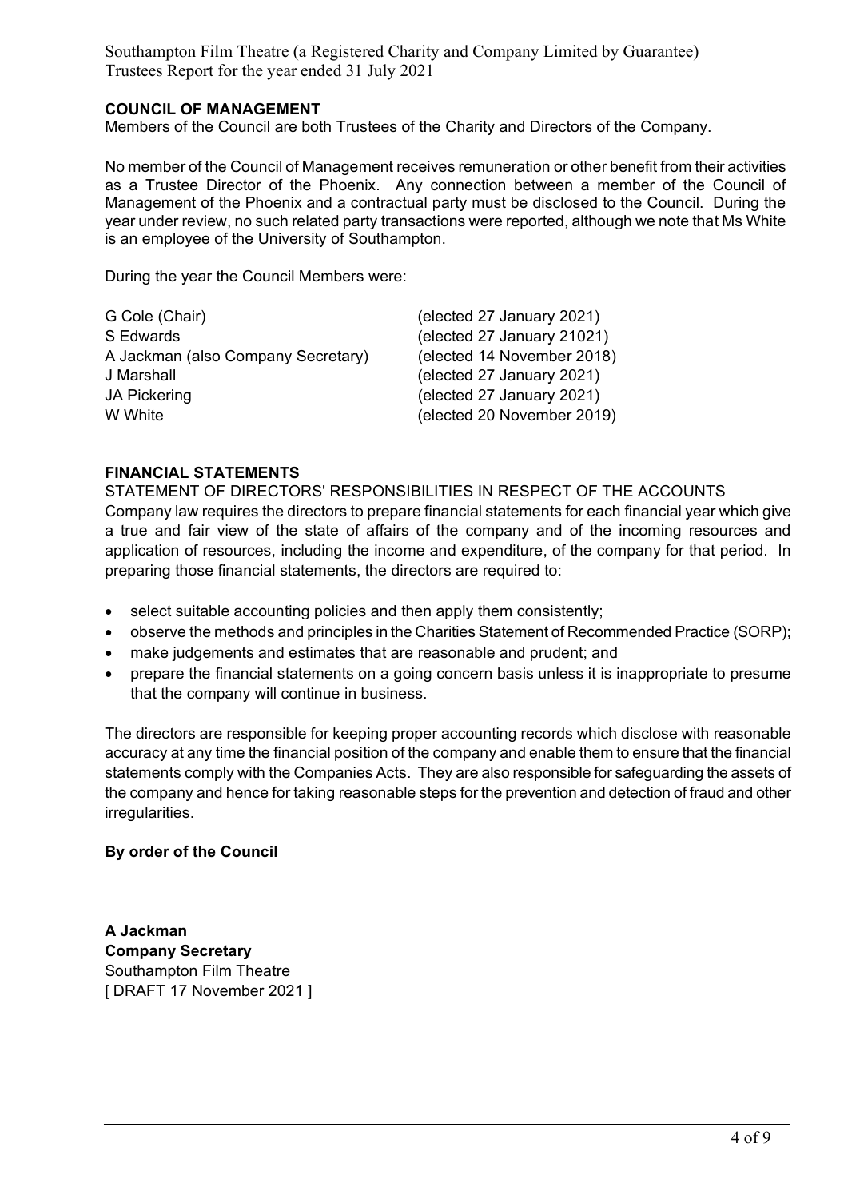## COUNCIL OF MANAGEMENT

Members of the Council are both Trustees of the Charity and Directors of the Company.

No member of the Council of Management receives remuneration or other benefit from their activities as a Trustee Director of the Phoenix. Any connection between a member of the Council of Management of the Phoenix and a contractual party must be disclosed to the Council. During the year under review, no such related party transactions were reported, although we note that Ms White is an employee of the University of Southampton.

During the year the Council Members were:

| | |
|---|---|
| G Cole (Chair) | (elected 27 January 2021) |
| S Edwards | (elected 27 January 21021) |
| A Jackman (also Company Secretary) | (elected 14 November 2018) |
| J Marshall | (elected 27 January 2021) |
| JA Pickering | (elected 27 January 2021) |
| W White | (elected 20 November 2019) |

## FINANCIAL STATEMENTS

STATEMENT OF DIRECTORS' RESPONSIBILITIES IN RESPECT OF THE ACCOUNTS

Company law requires the directors to prepare financial statements for each financial year which give a true and fair view of the state of affairs of the company and of the incoming resources and application of resources, including the income and expenditure, of the company for that period. In preparing those financial statements, the directors are required to:

- select suitable accounting policies and then apply them consistently;
- observe the methods and principles in the Charities Statement of Recommended Practice (SORP);
- make judgements and estimates that are reasonable and prudent; and
- prepare the financial statements on a going concern basis unless it is inappropriate to presume that the company will continue in business.

The directors are responsible for keeping proper accounting records which disclose with reasonable accuracy at any time the financial position of the company and enable them to ensure that the financial statements comply with the Companies Acts. They are also responsible for safeguarding the assets of the company and hence for taking reasonable steps for the prevention and detection of fraud and other irregularities.

**By order of the Council**

**A Jackman**
**Company Secretary**
Southampton Film Theatre
[ DRAFT 17 November 2021 ]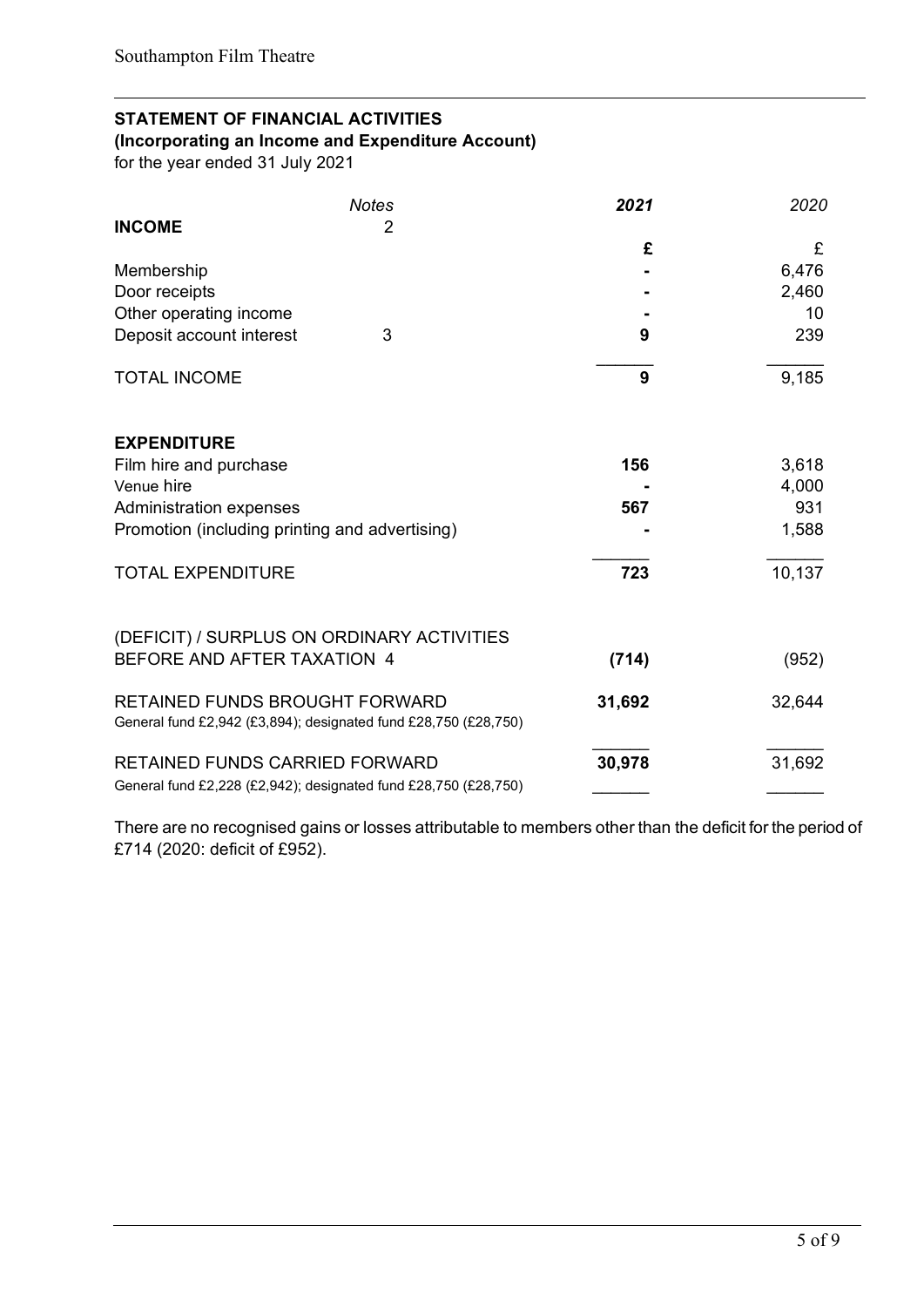## STATEMENT OF FINANCIAL ACTIVITIES

**(Incorporating an Income and Expenditure Account)**

for the year ended 31 July 2021

| | *Notes* | ***2021*** | *2020* |
|---|---|---|---|
| **INCOME** | 2 | | |
| | | **£** | £ |
| Membership | | **-** | 6,476 |
| Door receipts | | **-** | 2,460 |
| Other operating income | | **-** | 10 |
| Deposit account interest | 3 | **9** | 239 |
| TOTAL INCOME | | **9** | 9,185 |
| **EXPENDITURE** | | | |
| Film hire and purchase | | **156** | 3,618 |
| Venue hire | | **-** | 4,000 |
| Administration expenses | | **567** | 931 |
| Promotion (including printing and advertising) | | **-** | 1,588 |
| TOTAL EXPENDITURE | | **723** | 10,137 |
| (DEFICIT) / SURPLUS ON ORDINARY ACTIVITIES BEFORE AND AFTER TAXATION | 4 | **(714)** | (952) |
| RETAINED FUNDS BROUGHT FORWARD<br>General fund £2,942 (£3,894); designated fund £28,750 (£28,750) | | **31,692** | 32,644 |
| RETAINED FUNDS CARRIED FORWARD<br>General fund £2,228 (£2,942); designated fund £28,750 (£28,750) | | **30,978** | 31,692 |

There are no recognised gains or losses attributable to members other than the deficit for the period of £714 (2020: deficit of £952).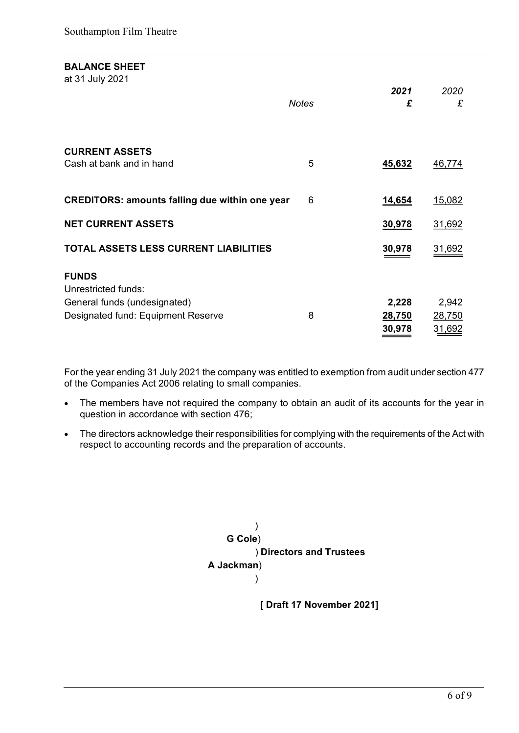## BALANCE SHEET

at 31 July 2021

| | Notes | *2021* £ | *2020* £ |
|---|---|---|---|
| **CURRENT ASSETS** | | | |
| Cash at bank and in hand | 5 | **45,632** | 46,774 |
| **CREDITORS: amounts falling due within one year** | 6 | **14,654** | 15,082 |
| **NET CURRENT ASSETS** | | **30,978** | 31,692 |
| **TOTAL ASSETS LESS CURRENT LIABILITIES** | | **30,978** | 31,692 |
| **FUNDS** | | | |
| Unrestricted funds: | | | |
| General funds (undesignated) | | **2,228** | 2,942 |
| Designated fund: Equipment Reserve | 8 | **28,750** | 28,750 |
| | | **30,978** | 31,692 |

For the year ending 31 July 2021 the company was entitled to exemption from audit under section 477 of the Companies Act 2006 relating to small companies.

- The members have not required the company to obtain an audit of its accounts for the year in question in accordance with section 476;
- The directors acknowledge their responsibilities for complying with the requirements of the Act with respect to accounting records and the preparation of accounts.

**G Cole**
**A Jackman**
**Directors and Trustees**

**[ Draft 17 November 2021]**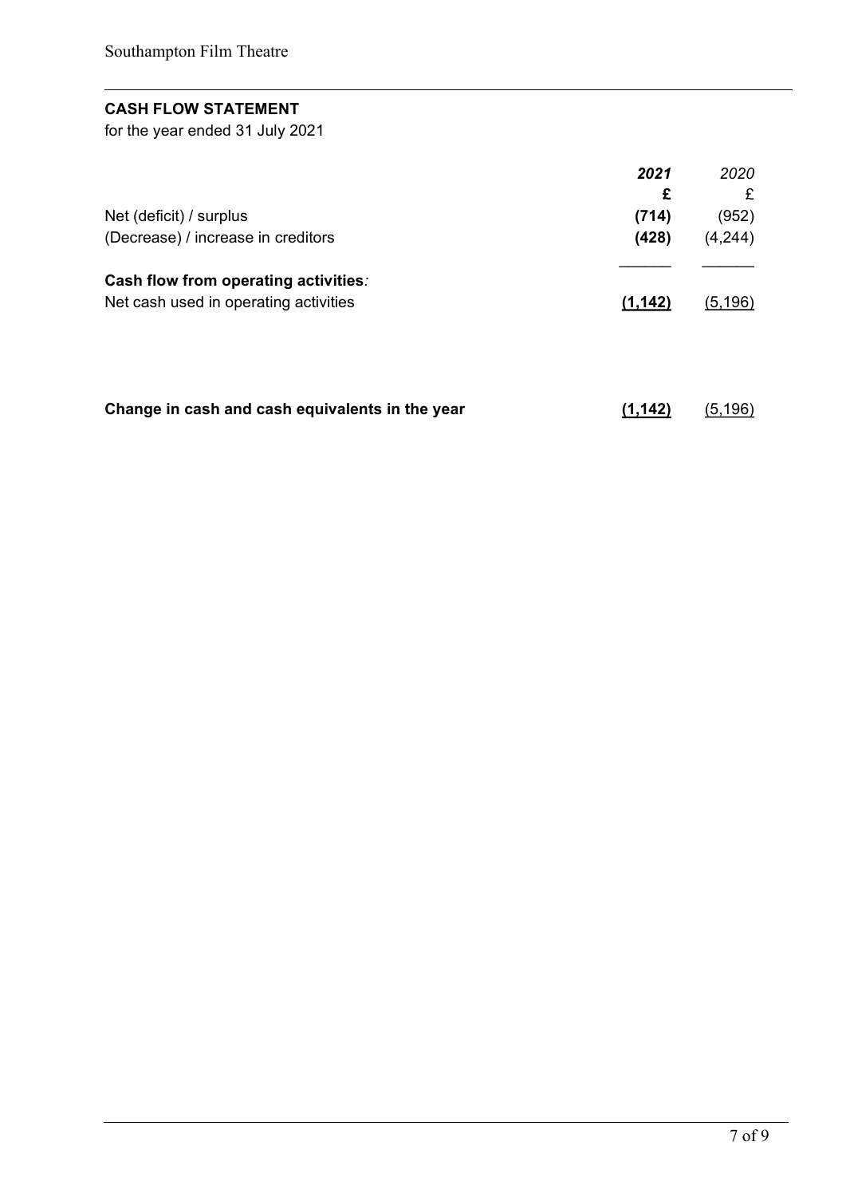## CASH FLOW STATEMENT

for the year ended 31 July 2021

| | ***2021*** | *2020* |
|---|---|---|
| | **£** | £ |
| Net (deficit) / surplus | **(714)** | (952) |
| (Decrease) / increase in creditors | **(428)** | (4,244) |
| **Cash flow from operating activities***:* | | |
| Net cash used in operating activities | **(1,142)** | (5,196) |
| | | |
| **Change in cash and cash equivalents in the year** | **(1,142)** | (5,196) |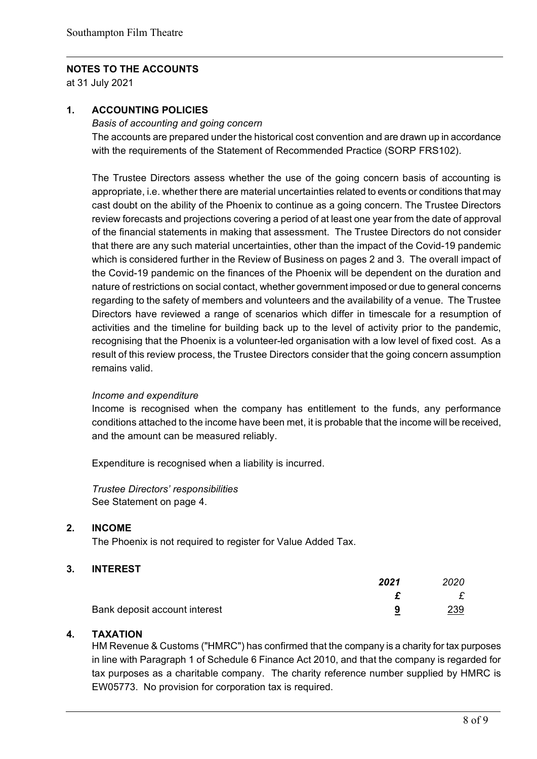## NOTES TO THE ACCOUNTS

at 31 July 2021

### 1. ACCOUNTING POLICIES

*Basis of accounting and going concern*

The accounts are prepared under the historical cost convention and are drawn up in accordance with the requirements of the Statement of Recommended Practice (SORP FRS102).

The Trustee Directors assess whether the use of the going concern basis of accounting is appropriate, i.e. whether there are material uncertainties related to events or conditions that may cast doubt on the ability of the Phoenix to continue as a going concern. The Trustee Directors review forecasts and projections covering a period of at least one year from the date of approval of the financial statements in making that assessment. The Trustee Directors do not consider that there are any such material uncertainties, other than the impact of the Covid-19 pandemic which is considered further in the Review of Business on pages 2 and 3. The overall impact of the Covid-19 pandemic on the finances of the Phoenix will be dependent on the duration and nature of restrictions on social contact, whether government imposed or due to general concerns regarding to the safety of members and volunteers and the availability of a venue. The Trustee Directors have reviewed a range of scenarios which differ in timescale for a resumption of activities and the timeline for building back up to the level of activity prior to the pandemic, recognising that the Phoenix is a volunteer-led organisation with a low level of fixed cost. As a result of this review process, the Trustee Directors consider that the going concern assumption remains valid.

*Income and expenditure*

Income is recognised when the company has entitlement to the funds, any performance conditions attached to the income have been met, it is probable that the income will be received, and the amount can be measured reliably.

Expenditure is recognised when a liability is incurred.

*Trustee Directors' responsibilities*

See Statement on page 4.

### 2. INCOME

The Phoenix is not required to register for Value Added Tax.

### 3. INTEREST

| | ***2021*** | *2020* |
|---|---|---|
| | ***£*** | *£* |
| Bank deposit account interest | **9** | 239 |

### 4. TAXATION

HM Revenue & Customs ("HMRC") has confirmed that the company is a charity for tax purposes in line with Paragraph 1 of Schedule 6 Finance Act 2010, and that the company is regarded for tax purposes as a charitable company. The charity reference number supplied by HMRC is EW05773. No provision for corporation tax is required.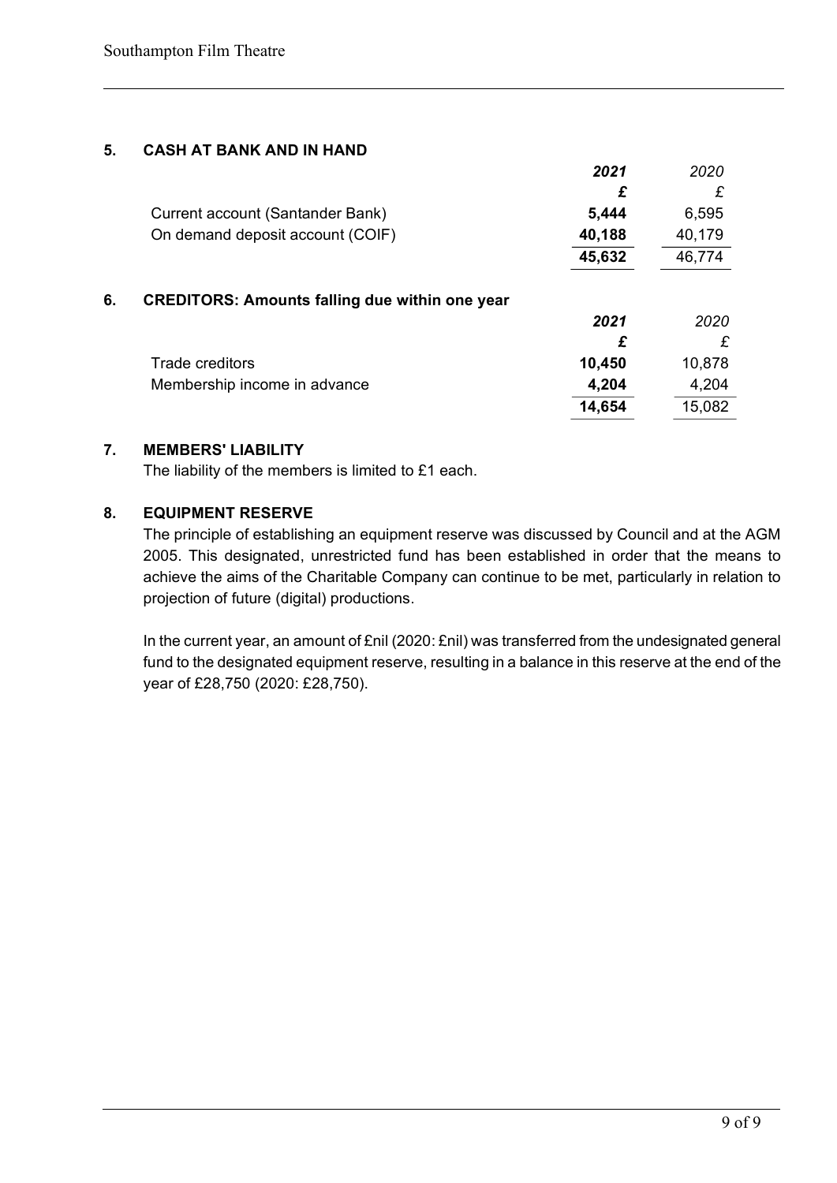## 5. CASH AT BANK AND IN HAND

| | **2021** | 2020 |
|---|---|---|
| | **£** | £ |
| Current account (Santander Bank) | **5,444** | 6,595 |
| On demand deposit account (COIF) | **40,188** | 40,179 |
| | **45,632** | 46,774 |

## 6. CREDITORS: Amounts falling due within one year

| | **2021** | 2020 |
|---|---|---|
| | **£** | £ |
| Trade creditors | **10,450** | 10,878 |
| Membership income in advance | **4,204** | 4,204 |
| | **14,654** | 15,082 |

## 7. MEMBERS' LIABILITY

The liability of the members is limited to £1 each.

## 8. EQUIPMENT RESERVE

The principle of establishing an equipment reserve was discussed by Council and at the AGM 2005. This designated, unrestricted fund has been established in order that the means to achieve the aims of the Charitable Company can continue to be met, particularly in relation to projection of future (digital) productions.

In the current year, an amount of £nil (2020: £nil) was transferred from the undesignated general fund to the designated equipment reserve, resulting in a balance in this reserve at the end of the year of £28,750 (2020: £28,750).